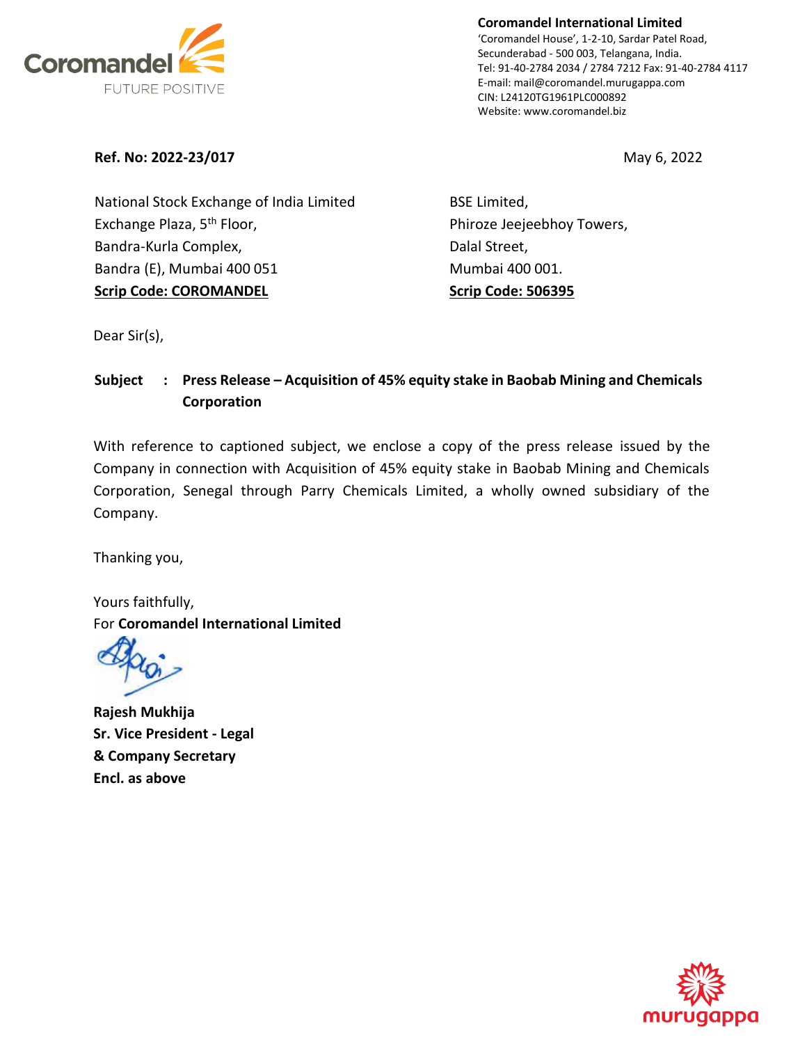**Coromandel International Limited**
'Coromandel House', 1-2-10, Sardar Patel Road,
Secunderabad - 500 003, Telangana, India.
Tel: 91-40-2784 2034 / 2784 7212 Fax: 91-40-2784 4117
E-mail: mail@coromandel.murugappa.com
CIN: L24120TG1961PLC000892
Website: www.coromandel.biz

**Ref. No: 2022-23/017**

May 6, 2022

National Stock Exchange of India Limited
Exchange Plaza, 5th Floor,
Bandra-Kurla Complex,
Bandra (E), Mumbai 400 051
**Scrip Code: COROMANDEL**

BSE Limited,
Phiroze Jeejeebhoy Towers,
Dalal Street,
Mumbai 400 001.
**Scrip Code: 506395**

Dear Sir(s),

**Subject : Press Release – Acquisition of 45% equity stake in Baobab Mining and Chemicals Corporation**

With reference to captioned subject, we enclose a copy of the press release issued by the Company in connection with Acquisition of 45% equity stake in Baobab Mining and Chemicals Corporation, Senegal through Parry Chemicals Limited, a wholly owned subsidiary of the Company.

Thanking you,

Yours faithfully,
For **Coromandel International Limited**

**Rajesh Mukhija**
**Sr. Vice President - Legal**
**& Company Secretary**
**Encl. as above**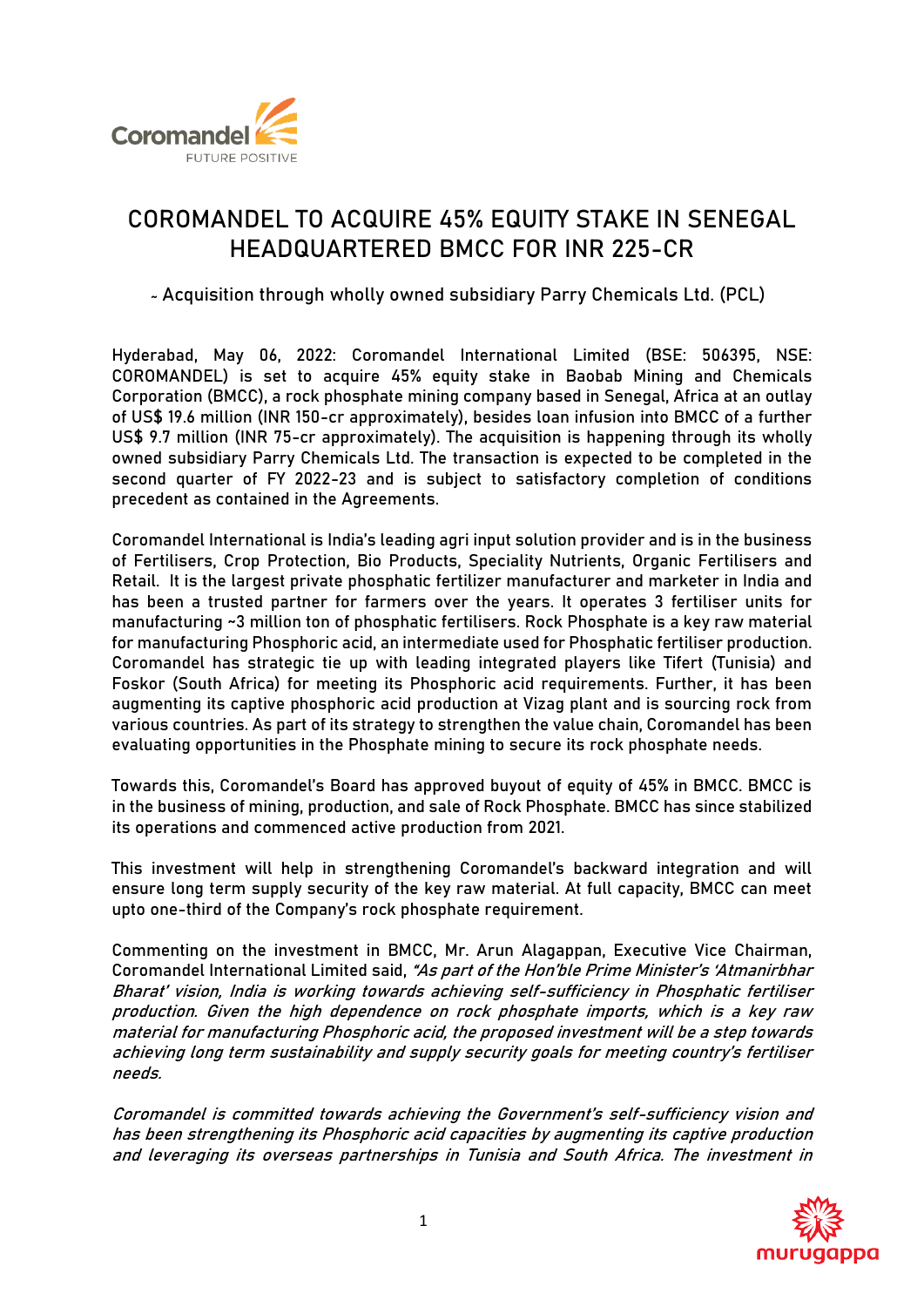# COROMANDEL TO ACQUIRE 45% EQUITY STAKE IN SENEGAL HEADQUARTERED BMCC FOR INR 225-CR

~ Acquisition through wholly owned subsidiary Parry Chemicals Ltd. (PCL)

Hyderabad, May 06, 2022: Coromandel International Limited (BSE: 506395, NSE: COROMANDEL) is set to acquire 45% equity stake in Baobab Mining and Chemicals Corporation (BMCC), a rock phosphate mining company based in Senegal, Africa at an outlay of US$ 19.6 million (INR 150-cr approximately), besides loan infusion into BMCC of a further US$ 9.7 million (INR 75-cr approximately). The acquisition is happening through its wholly owned subsidiary Parry Chemicals Ltd. The transaction is expected to be completed in the second quarter of FY 2022-23 and is subject to satisfactory completion of conditions precedent as contained in the Agreements.

Coromandel International is India's leading agri input solution provider and is in the business of Fertilisers, Crop Protection, Bio Products, Speciality Nutrients, Organic Fertilisers and Retail. It is the largest private phosphatic fertilizer manufacturer and marketer in India and has been a trusted partner for farmers over the years. It operates 3 fertiliser units for manufacturing ~3 million ton of phosphatic fertilisers. Rock Phosphate is a key raw material for manufacturing Phosphoric acid, an intermediate used for Phosphatic fertiliser production. Coromandel has strategic tie up with leading integrated players like Tifert (Tunisia) and Foskor (South Africa) for meeting its Phosphoric acid requirements. Further, it has been augmenting its captive phosphoric acid production at Vizag plant and is sourcing rock from various countries. As part of its strategy to strengthen the value chain, Coromandel has been evaluating opportunities in the Phosphate mining to secure its rock phosphate needs.

Towards this, Coromandel's Board has approved buyout of equity of 45% in BMCC. BMCC is in the business of mining, production, and sale of Rock Phosphate. BMCC has since stabilized its operations and commenced active production from 2021.

This investment will help in strengthening Coromandel's backward integration and will ensure long term supply security of the key raw material. At full capacity, BMCC can meet upto one-third of the Company's rock phosphate requirement.

Commenting on the investment in BMCC, Mr. Arun Alagappan, Executive Vice Chairman, Coromandel International Limited said, *"As part of the Hon'ble Prime Minister's 'Atmanirbhar Bharat' vision, India is working towards achieving self-sufficiency in Phosphatic fertiliser production. Given the high dependence on rock phosphate imports, which is a key raw material for manufacturing Phosphoric acid, the proposed investment will be a step towards achieving long term sustainability and supply security goals for meeting country's fertiliser needs.*

*Coromandel is committed towards achieving the Government's self-sufficiency vision and has been strengthening its Phosphoric acid capacities by augmenting its captive production and leveraging its overseas partnerships in Tunisia and South Africa. The investment in*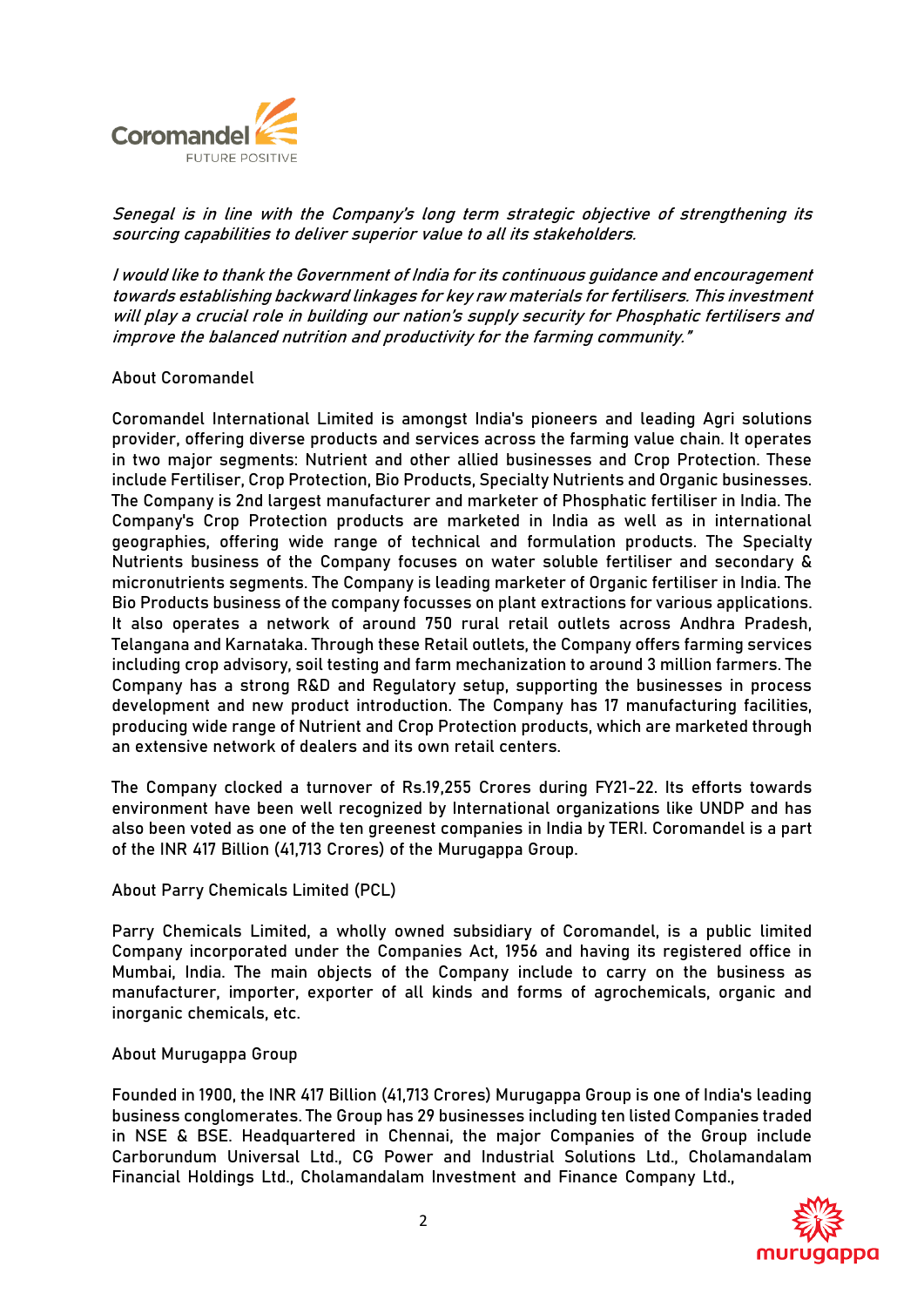*Senegal is in line with the Company's long term strategic objective of strengthening its sourcing capabilities to deliver superior value to all its stakeholders.*

*I would like to thank the Government of India for its continuous guidance and encouragement towards establishing backward linkages for key raw materials for fertilisers. This investment will play a crucial role in building our nation's supply security for Phosphatic fertilisers and improve the balanced nutrition and productivity for the farming community."*

## About Coromandel

Coromandel International Limited is amongst India's pioneers and leading Agri solutions provider, offering diverse products and services across the farming value chain. It operates in two major segments: Nutrient and other allied businesses and Crop Protection. These include Fertiliser, Crop Protection, Bio Products, Specialty Nutrients and Organic businesses. The Company is 2nd largest manufacturer and marketer of Phosphatic fertiliser in India. The Company's Crop Protection products are marketed in India as well as in international geographies, offering wide range of technical and formulation products. The Specialty Nutrients business of the Company focuses on water soluble fertiliser and secondary & micronutrients segments. The Company is leading marketer of Organic fertiliser in India. The Bio Products business of the company focusses on plant extractions for various applications. It also operates a network of around 750 rural retail outlets across Andhra Pradesh, Telangana and Karnataka. Through these Retail outlets, the Company offers farming services including crop advisory, soil testing and farm mechanization to around 3 million farmers. The Company has a strong R&D and Regulatory setup, supporting the businesses in process development and new product introduction. The Company has 17 manufacturing facilities, producing wide range of Nutrient and Crop Protection products, which are marketed through an extensive network of dealers and its own retail centers.

The Company clocked a turnover of Rs.19,255 Crores during FY21-22. Its efforts towards environment have been well recognized by International organizations like UNDP and has also been voted as one of the ten greenest companies in India by TERI. Coromandel is a part of the INR 417 Billion (41,713 Crores) of the Murugappa Group.

## About Parry Chemicals Limited (PCL)

Parry Chemicals Limited, a wholly owned subsidiary of Coromandel, is a public limited Company incorporated under the Companies Act, 1956 and having its registered office in Mumbai, India. The main objects of the Company include to carry on the business as manufacturer, importer, exporter of all kinds and forms of agrochemicals, organic and inorganic chemicals, etc.

## About Murugappa Group

Founded in 1900, the INR 417 Billion (41,713 Crores) Murugappa Group is one of India's leading business conglomerates. The Group has 29 businesses including ten listed Companies traded in NSE & BSE. Headquartered in Chennai, the major Companies of the Group include Carborundum Universal Ltd., CG Power and Industrial Solutions Ltd., Cholamandalam Financial Holdings Ltd., Cholamandalam Investment and Finance Company Ltd.,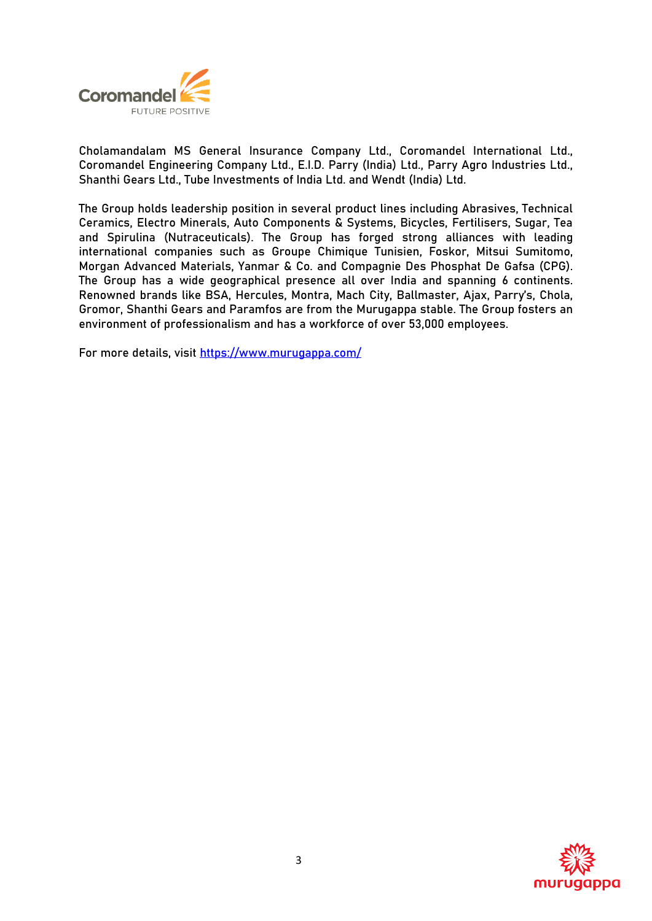Cholamandalam MS General Insurance Company Ltd., Coromandel International Ltd., Coromandel Engineering Company Ltd., E.I.D. Parry (India) Ltd., Parry Agro Industries Ltd., Shanthi Gears Ltd., Tube Investments of India Ltd. and Wendt (India) Ltd.

The Group holds leadership position in several product lines including Abrasives, Technical Ceramics, Electro Minerals, Auto Components & Systems, Bicycles, Fertilisers, Sugar, Tea and Spirulina (Nutraceuticals). The Group has forged strong alliances with leading international companies such as Groupe Chimique Tunisien, Foskor, Mitsui Sumitomo, Morgan Advanced Materials, Yanmar & Co. and Compagnie Des Phosphat De Gafsa (CPG). The Group has a wide geographical presence all over India and spanning 6 continents. Renowned brands like BSA, Hercules, Montra, Mach City, Ballmaster, Ajax, Parry's, Chola, Gromor, Shanthi Gears and Paramfos are from the Murugappa stable. The Group fosters an environment of professionalism and has a workforce of over 53,000 employees.

For more details, visit https://www.murugappa.com/